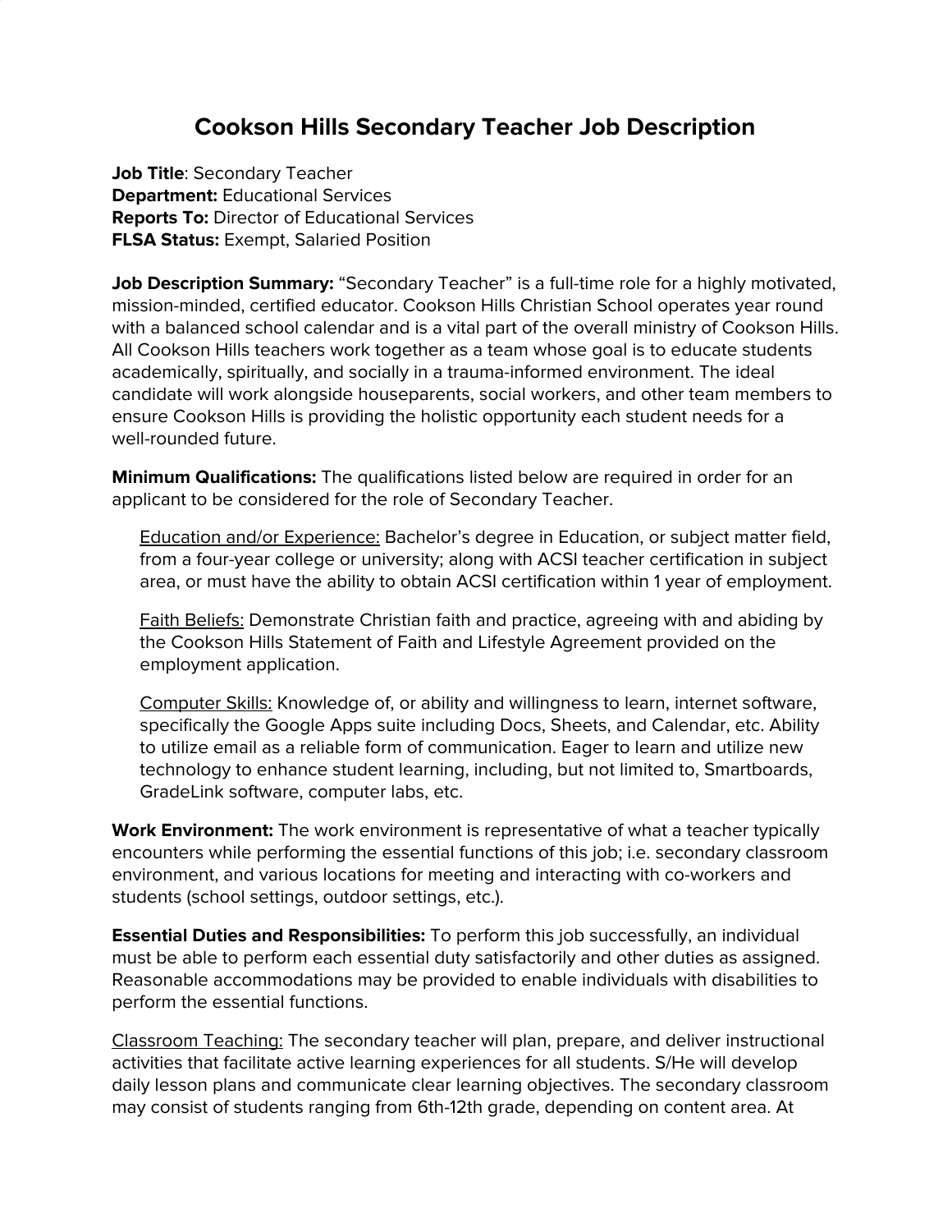# Cookson Hills Secondary Teacher Job Description

**Job Title**: Secondary Teacher
**Department:** Educational Services
**Reports To:** Director of Educational Services
**FLSA Status:** Exempt, Salaried Position

**Job Description Summary:** "Secondary Teacher" is a full-time role for a highly motivated, mission-minded, certified educator. Cookson Hills Christian School operates year round with a balanced school calendar and is a vital part of the overall ministry of Cookson Hills. All Cookson Hills teachers work together as a team whose goal is to educate students academically, spiritually, and socially in a trauma-informed environment. The ideal candidate will work alongside houseparents, social workers, and other team members to ensure Cookson Hills is providing the holistic opportunity each student needs for a well-rounded future.

**Minimum Qualifications:** The qualifications listed below are required in order for an applicant to be considered for the role of Secondary Teacher.

> Education and/or Experience: Bachelor's degree in Education, or subject matter field, from a four-year college or university; along with ACSI teacher certification in subject area, or must have the ability to obtain ACSI certification within 1 year of employment.
>
> Faith Beliefs: Demonstrate Christian faith and practice, agreeing with and abiding by the Cookson Hills Statement of Faith and Lifestyle Agreement provided on the employment application.
>
> Computer Skills: Knowledge of, or ability and willingness to learn, internet software, specifically the Google Apps suite including Docs, Sheets, and Calendar, etc. Ability to utilize email as a reliable form of communication. Eager to learn and utilize new technology to enhance student learning, including, but not limited to, Smartboards, GradeLink software, computer labs, etc.

**Work Environment:** The work environment is representative of what a teacher typically encounters while performing the essential functions of this job; i.e. secondary classroom environment, and various locations for meeting and interacting with co-workers and students (school settings, outdoor settings, etc.).

**Essential Duties and Responsibilities:** To perform this job successfully, an individual must be able to perform each essential duty satisfactorily and other duties as assigned. Reasonable accommodations may be provided to enable individuals with disabilities to perform the essential functions.

Classroom Teaching: The secondary teacher will plan, prepare, and deliver instructional activities that facilitate active learning experiences for all students. S/He will develop daily lesson plans and communicate clear learning objectives. The secondary classroom may consist of students ranging from 6th-12th grade, depending on content area. At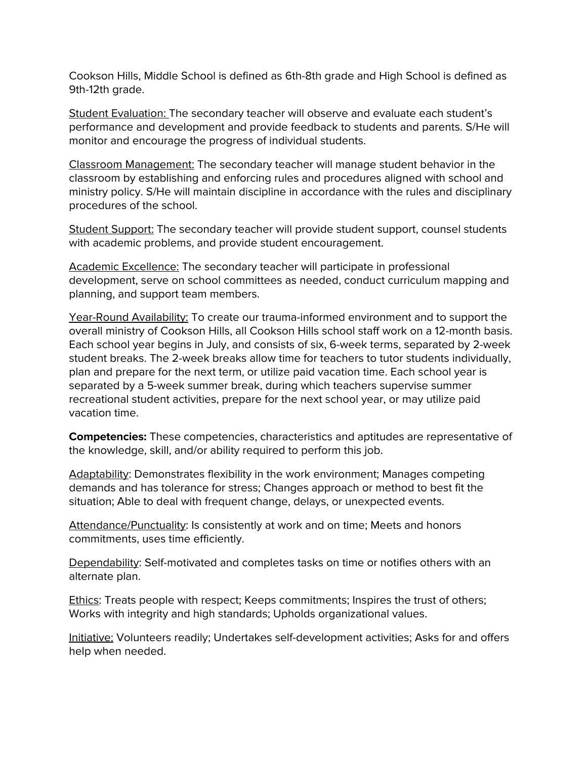Cookson Hills, Middle School is defined as 6th-8th grade and High School is defined as 9th-12th grade.

Student Evaluation: The secondary teacher will observe and evaluate each student's performance and development and provide feedback to students and parents. S/He will monitor and encourage the progress of individual students.

Classroom Management: The secondary teacher will manage student behavior in the classroom by establishing and enforcing rules and procedures aligned with school and ministry policy. S/He will maintain discipline in accordance with the rules and disciplinary procedures of the school.

Student Support: The secondary teacher will provide student support, counsel students with academic problems, and provide student encouragement.

Academic Excellence: The secondary teacher will participate in professional development, serve on school committees as needed, conduct curriculum mapping and planning, and support team members.

Year-Round Availability: To create our trauma-informed environment and to support the overall ministry of Cookson Hills, all Cookson Hills school staff work on a 12-month basis. Each school year begins in July, and consists of six, 6-week terms, separated by 2-week student breaks. The 2-week breaks allow time for teachers to tutor students individually, plan and prepare for the next term, or utilize paid vacation time. Each school year is separated by a 5-week summer break, during which teachers supervise summer recreational student activities, prepare for the next school year, or may utilize paid vacation time.

**Competencies:** These competencies, characteristics and aptitudes are representative of the knowledge, skill, and/or ability required to perform this job.

Adaptability: Demonstrates flexibility in the work environment; Manages competing demands and has tolerance for stress; Changes approach or method to best fit the situation; Able to deal with frequent change, delays, or unexpected events.

Attendance/Punctuality: Is consistently at work and on time; Meets and honors commitments, uses time efficiently.

Dependability: Self-motivated and completes tasks on time or notifies others with an alternate plan.

Ethics: Treats people with respect; Keeps commitments; Inspires the trust of others; Works with integrity and high standards; Upholds organizational values.

Initiative: Volunteers readily; Undertakes self-development activities; Asks for and offers help when needed.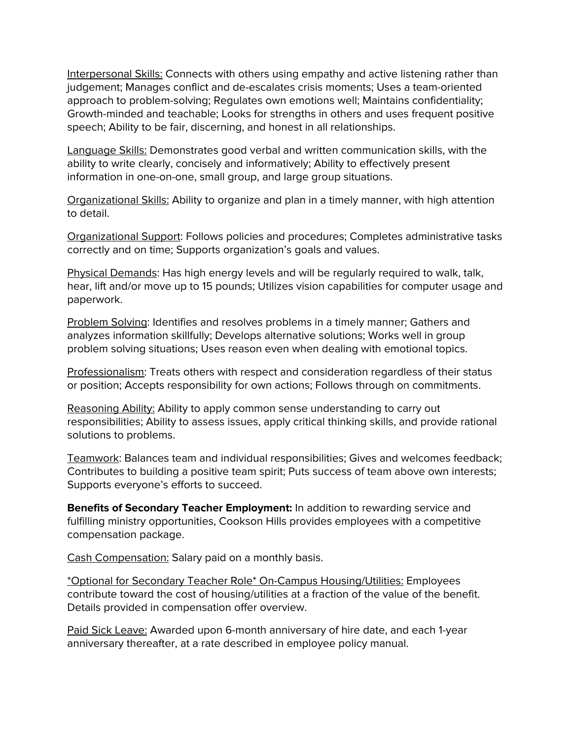Interpersonal Skills: Connects with others using empathy and active listening rather than judgement; Manages conflict and de-escalates crisis moments; Uses a team-oriented approach to problem-solving; Regulates own emotions well; Maintains confidentiality; Growth-minded and teachable; Looks for strengths in others and uses frequent positive speech; Ability to be fair, discerning, and honest in all relationships.

Language Skills: Demonstrates good verbal and written communication skills, with the ability to write clearly, concisely and informatively; Ability to effectively present information in one-on-one, small group, and large group situations.

Organizational Skills: Ability to organize and plan in a timely manner, with high attention to detail.

Organizational Support: Follows policies and procedures; Completes administrative tasks correctly and on time; Supports organization's goals and values.

Physical Demands: Has high energy levels and will be regularly required to walk, talk, hear, lift and/or move up to 15 pounds; Utilizes vision capabilities for computer usage and paperwork.

Problem Solving: Identifies and resolves problems in a timely manner; Gathers and analyzes information skillfully; Develops alternative solutions; Works well in group problem solving situations; Uses reason even when dealing with emotional topics.

Professionalism: Treats others with respect and consideration regardless of their status or position; Accepts responsibility for own actions; Follows through on commitments.

Reasoning Ability: Ability to apply common sense understanding to carry out responsibilities; Ability to assess issues, apply critical thinking skills, and provide rational solutions to problems.

Teamwork: Balances team and individual responsibilities; Gives and welcomes feedback; Contributes to building a positive team spirit; Puts success of team above own interests; Supports everyone's efforts to succeed.

**Benefits of Secondary Teacher Employment:** In addition to rewarding service and fulfilling ministry opportunities, Cookson Hills provides employees with a competitive compensation package.

Cash Compensation: Salary paid on a monthly basis.

*Optional for Secondary Teacher Role* On-Campus Housing/Utilities: Employees contribute toward the cost of housing/utilities at a fraction of the value of the benefit. Details provided in compensation offer overview.

Paid Sick Leave: Awarded upon 6-month anniversary of hire date, and each 1-year anniversary thereafter, at a rate described in employee policy manual.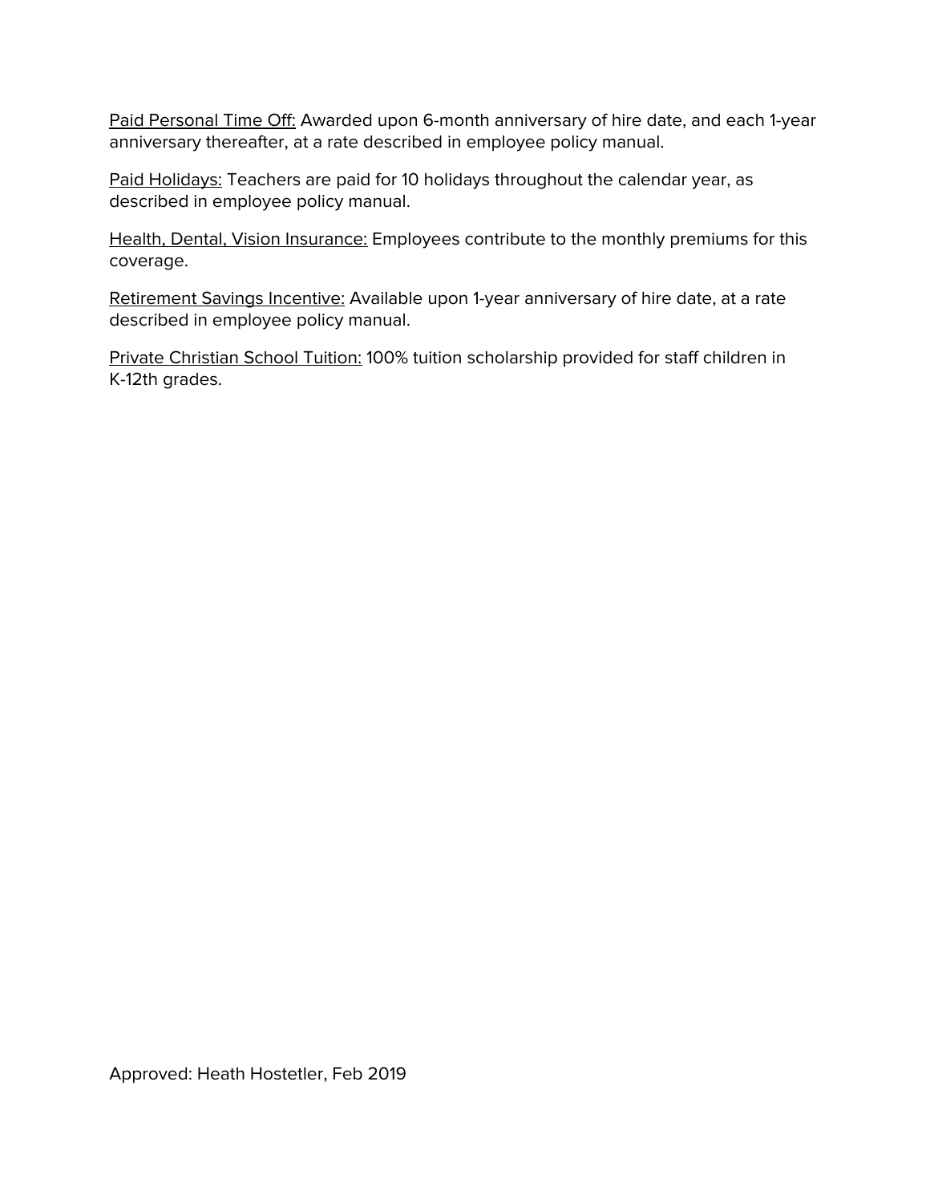<u>Paid Personal Time Off:</u> Awarded upon 6-month anniversary of hire date, and each 1-year anniversary thereafter, at a rate described in employee policy manual.

<u>Paid Holidays:</u> Teachers are paid for 10 holidays throughout the calendar year, as described in employee policy manual.

<u>Health, Dental, Vision Insurance:</u> Employees contribute to the monthly premiums for this coverage.

<u>Retirement Savings Incentive:</u> Available upon 1-year anniversary of hire date, at a rate described in employee policy manual.

<u>Private Christian School Tuition:</u> 100% tuition scholarship provided for staff children in K-12th grades.

Approved: Heath Hostetler, Feb 2019